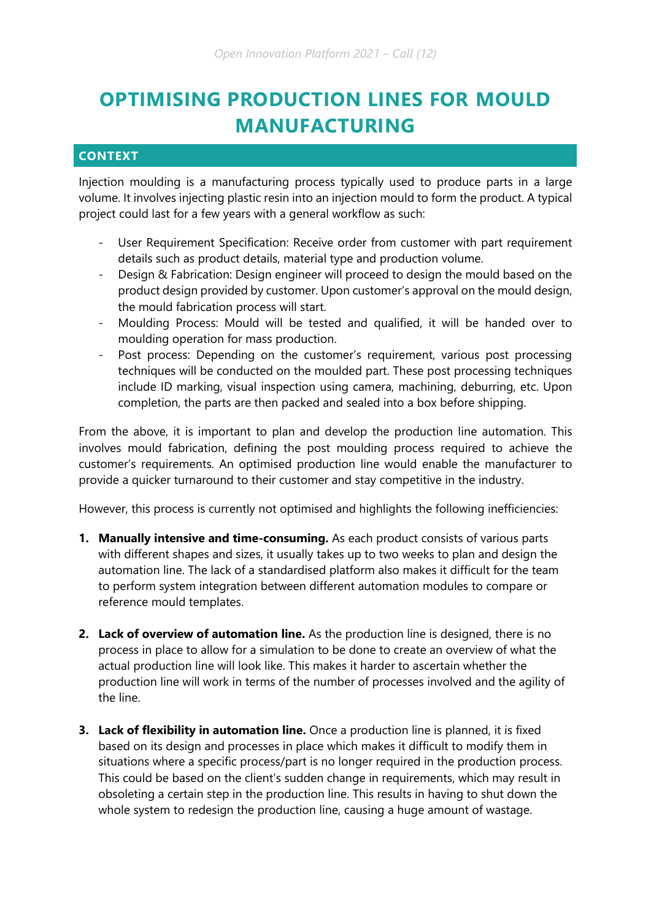# OPTIMISING PRODUCTION LINES FOR MOULD MANUFACTURING

## CONTEXT

Injection moulding is a manufacturing process typically used to produce parts in a large volume. It involves injecting plastic resin into an injection mould to form the product. A typical project could last for a few years with a general workflow as such:

- User Requirement Specification: Receive order from customer with part requirement details such as product details, material type and production volume.
- Design & Fabrication: Design engineer will proceed to design the mould based on the product design provided by customer. Upon customer's approval on the mould design, the mould fabrication process will start.
- Moulding Process: Mould will be tested and qualified, it will be handed over to moulding operation for mass production.
- Post process: Depending on the customer's requirement, various post processing techniques will be conducted on the moulded part. These post processing techniques include ID marking, visual inspection using camera, machining, deburring, etc. Upon completion, the parts are then packed and sealed into a box before shipping.

From the above, it is important to plan and develop the production line automation. This involves mould fabrication, defining the post moulding process required to achieve the customer's requirements. An optimised production line would enable the manufacturer to provide a quicker turnaround to their customer and stay competitive in the industry.

However, this process is currently not optimised and highlights the following inefficiencies:

1. **Manually intensive and time-consuming.** As each product consists of various parts with different shapes and sizes, it usually takes up to two weeks to plan and design the automation line. The lack of a standardised platform also makes it difficult for the team to perform system integration between different automation modules to compare or reference mould templates.

2. **Lack of overview of automation line.** As the production line is designed, there is no process in place to allow for a simulation to be done to create an overview of what the actual production line will look like. This makes it harder to ascertain whether the production line will work in terms of the number of processes involved and the agility of the line.

3. **Lack of flexibility in automation line.** Once a production line is planned, it is fixed based on its design and processes in place which makes it difficult to modify them in situations where a specific process/part is no longer required in the production process. This could be based on the client's sudden change in requirements, which may result in obsoleting a certain step in the production line. This results in having to shut down the whole system to redesign the production line, causing a huge amount of wastage.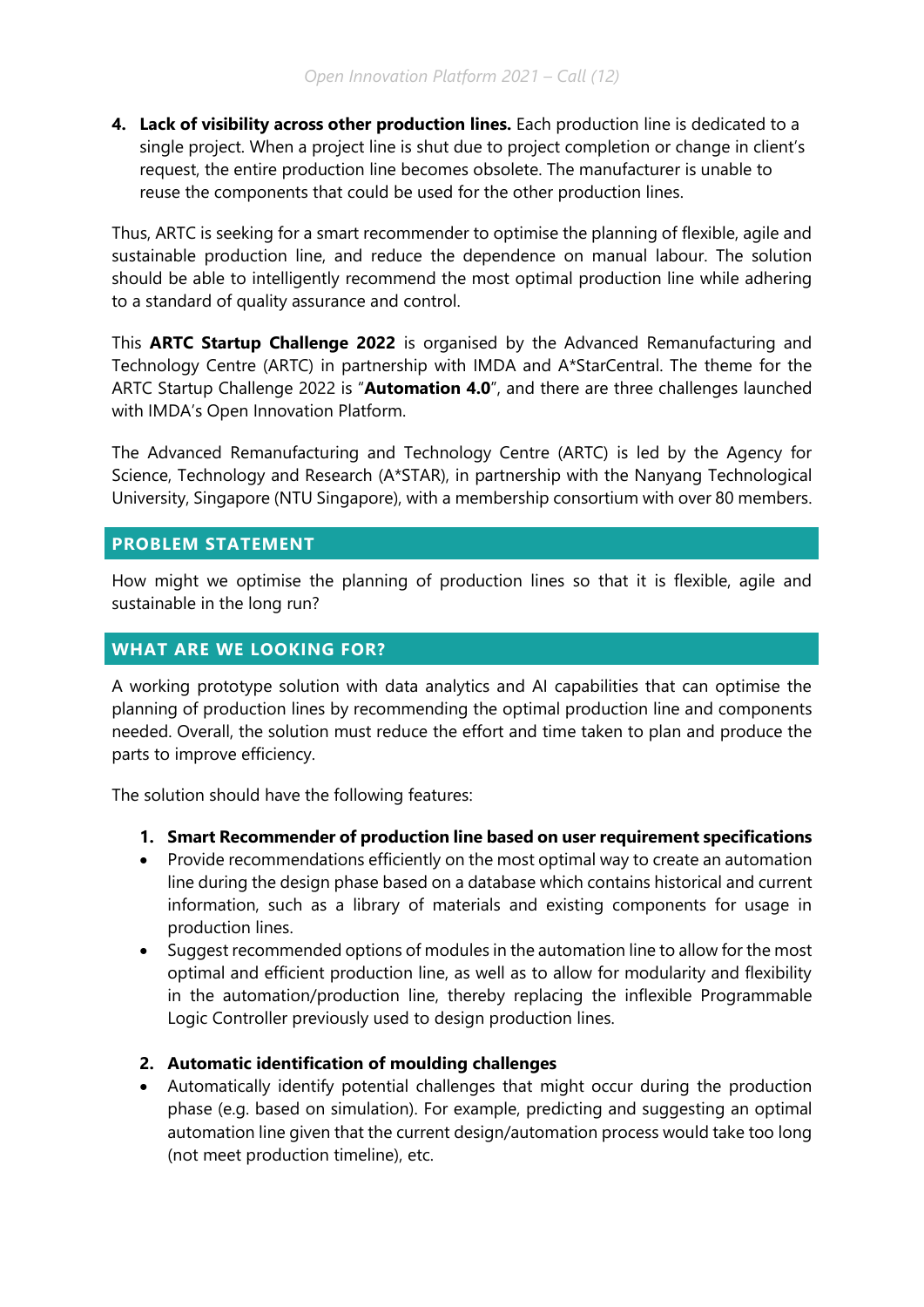4. **Lack of visibility across other production lines.** Each production line is dedicated to a single project. When a project line is shut due to project completion or change in client's request, the entire production line becomes obsolete. The manufacturer is unable to reuse the components that could be used for the other production lines.

Thus, ARTC is seeking for a smart recommender to optimise the planning of flexible, agile and sustainable production line, and reduce the dependence on manual labour. The solution should be able to intelligently recommend the most optimal production line while adhering to a standard of quality assurance and control.

This **ARTC Startup Challenge 2022** is organised by the Advanced Remanufacturing and Technology Centre (ARTC) in partnership with IMDA and A*StarCentral. The theme for the ARTC Startup Challenge 2022 is "**Automation 4.0**", and there are three challenges launched with IMDA's Open Innovation Platform.

The Advanced Remanufacturing and Technology Centre (ARTC) is led by the Agency for Science, Technology and Research (A*STAR), in partnership with the Nanyang Technological University, Singapore (NTU Singapore), with a membership consortium with over 80 members.

## PROBLEM STATEMENT

How might we optimise the planning of production lines so that it is flexible, agile and sustainable in the long run?

## WHAT ARE WE LOOKING FOR?

A working prototype solution with data analytics and AI capabilities that can optimise the planning of production lines by recommending the optimal production line and components needed. Overall, the solution must reduce the effort and time taken to plan and produce the parts to improve efficiency.

The solution should have the following features:

1. **Smart Recommender of production line based on user requirement specifications**
   - Provide recommendations efficiently on the most optimal way to create an automation line during the design phase based on a database which contains historical and current information, such as a library of materials and existing components for usage in production lines.
   - Suggest recommended options of modules in the automation line to allow for the most optimal and efficient production line, as well as to allow for modularity and flexibility in the automation/production line, thereby replacing the inflexible Programmable Logic Controller previously used to design production lines.

2. **Automatic identification of moulding challenges**
   - Automatically identify potential challenges that might occur during the production phase (e.g. based on simulation). For example, predicting and suggesting an optimal automation line given that the current design/automation process would take too long (not meet production timeline), etc.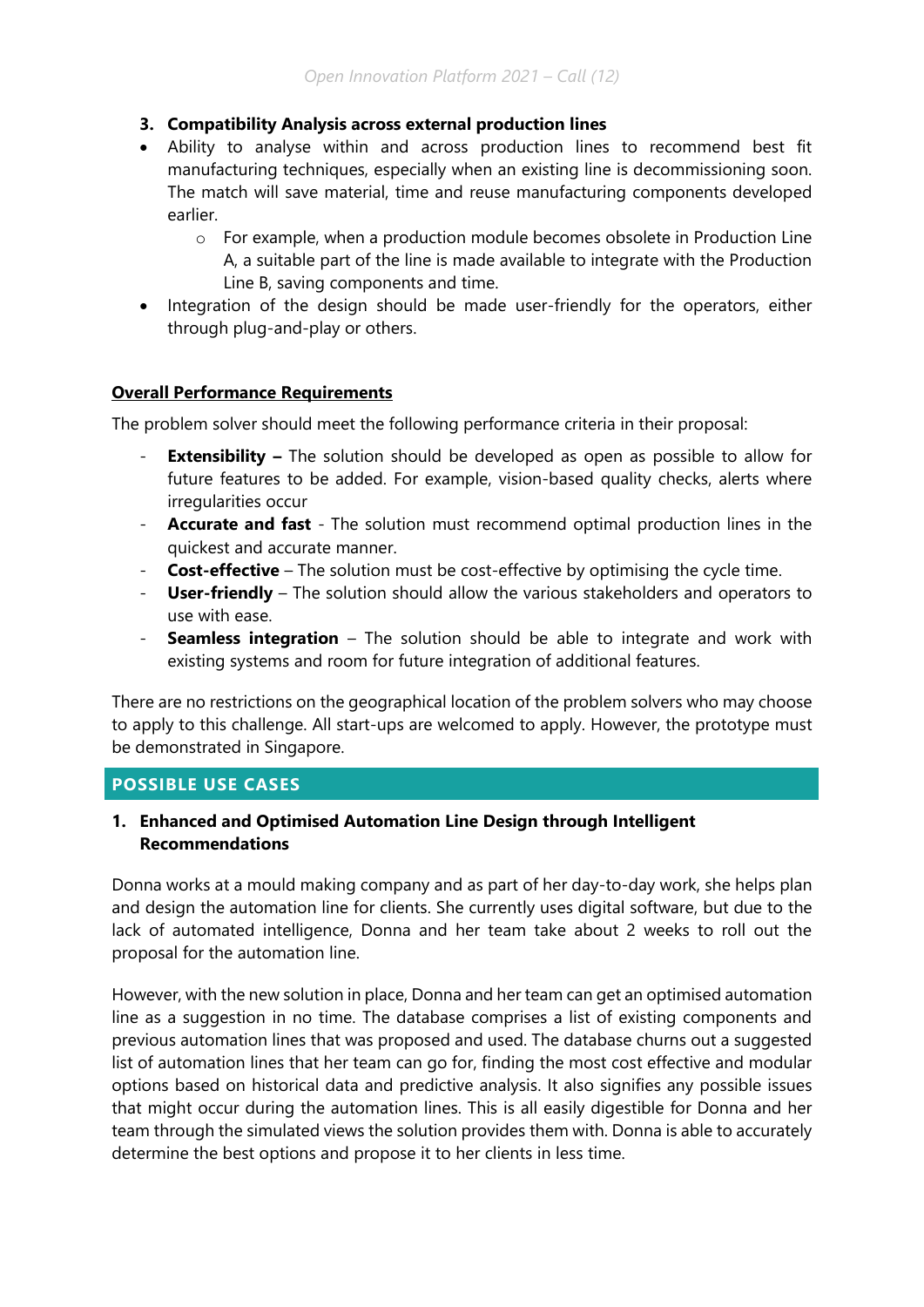3. **Compatibility Analysis across external production lines**

- Ability to analyse within and across production lines to recommend best fit manufacturing techniques, especially when an existing line is decommissioning soon. The match will save material, time and reuse manufacturing components developed earlier.
    - For example, when a production module becomes obsolete in Production Line A, a suitable part of the line is made available to integrate with the Production Line B, saving components and time.
- Integration of the design should be made user-friendly for the operators, either through plug-and-play or others.

**Overall Performance Requirements**

The problem solver should meet the following performance criteria in their proposal:

- **Extensibility –** The solution should be developed as open as possible to allow for future features to be added. For example, vision-based quality checks, alerts where irregularities occur
- **Accurate and fast** - The solution must recommend optimal production lines in the quickest and accurate manner.
- **Cost-effective** – The solution must be cost-effective by optimising the cycle time.
- **User-friendly** – The solution should allow the various stakeholders and operators to use with ease.
- **Seamless integration** – The solution should be able to integrate and work with existing systems and room for future integration of additional features.

There are no restrictions on the geographical location of the problem solvers who may choose to apply to this challenge. All start-ups are welcomed to apply. However, the prototype must be demonstrated in Singapore.

## POSSIBLE USE CASES

1. **Enhanced and Optimised Automation Line Design through Intelligent Recommendations**

Donna works at a mould making company and as part of her day-to-day work, she helps plan and design the automation line for clients. She currently uses digital software, but due to the lack of automated intelligence, Donna and her team take about 2 weeks to roll out the proposal for the automation line.

However, with the new solution in place, Donna and her team can get an optimised automation line as a suggestion in no time. The database comprises a list of existing components and previous automation lines that was proposed and used. The database churns out a suggested list of automation lines that her team can go for, finding the most cost effective and modular options based on historical data and predictive analysis. It also signifies any possible issues that might occur during the automation lines. This is all easily digestible for Donna and her team through the simulated views the solution provides them with. Donna is able to accurately determine the best options and propose it to her clients in less time.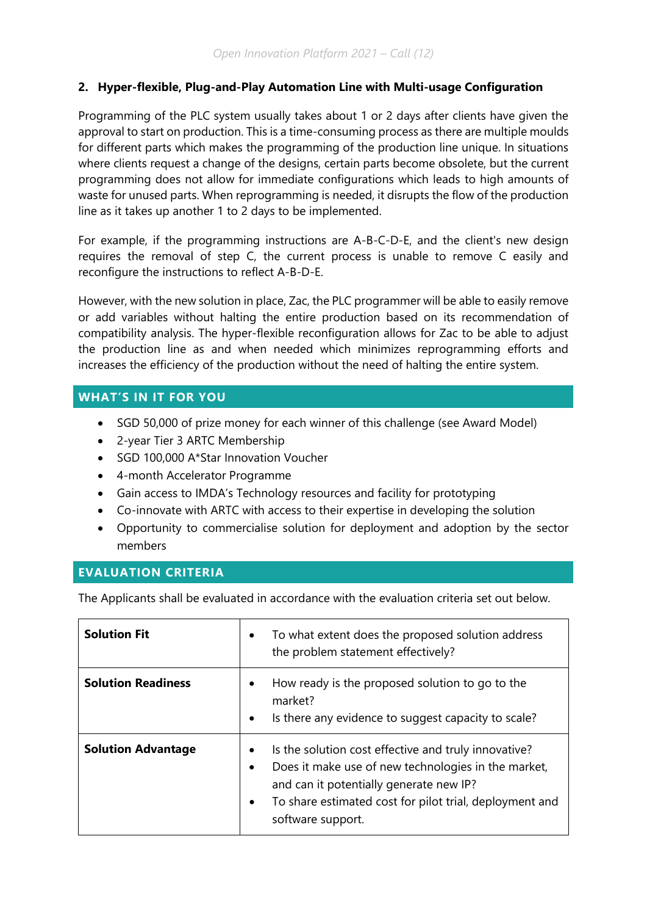## 2. Hyper-flexible, Plug-and-Play Automation Line with Multi-usage Configuration

Programming of the PLC system usually takes about 1 or 2 days after clients have given the approval to start on production. This is a time-consuming process as there are multiple moulds for different parts which makes the programming of the production line unique. In situations where clients request a change of the designs, certain parts become obsolete, but the current programming does not allow for immediate configurations which leads to high amounts of waste for unused parts. When reprogramming is needed, it disrupts the flow of the production line as it takes up another 1 to 2 days to be implemented.

For example, if the programming instructions are A-B-C-D-E, and the client's new design requires the removal of step C, the current process is unable to remove C easily and reconfigure the instructions to reflect A-B-D-E.

However, with the new solution in place, Zac, the PLC programmer will be able to easily remove or add variables without halting the entire production based on its recommendation of compatibility analysis. The hyper-flexible reconfiguration allows for Zac to be able to adjust the production line as and when needed which minimizes reprogramming efforts and increases the efficiency of the production without the need of halting the entire system.

## WHAT'S IN IT FOR YOU

- SGD 50,000 of prize money for each winner of this challenge (see Award Model)
- 2-year Tier 3 ARTC Membership
- SGD 100,000 A*Star Innovation Voucher
- 4-month Accelerator Programme
- Gain access to IMDA's Technology resources and facility for prototyping
- Co-innovate with ARTC with access to their expertise in developing the solution
- Opportunity to commercialise solution for deployment and adoption by the sector members

## EVALUATION CRITERIA

The Applicants shall be evaluated in accordance with the evaluation criteria set out below.

| | |
|---|---|
| **Solution Fit** | • To what extent does the proposed solution address the problem statement effectively? |
| **Solution Readiness** | • How ready is the proposed solution to go to the market?<br>• Is there any evidence to suggest capacity to scale? |
| **Solution Advantage** | • Is the solution cost effective and truly innovative?<br>• Does it make use of new technologies in the market, and can it potentially generate new IP?<br>• To share estimated cost for pilot trial, deployment and software support. |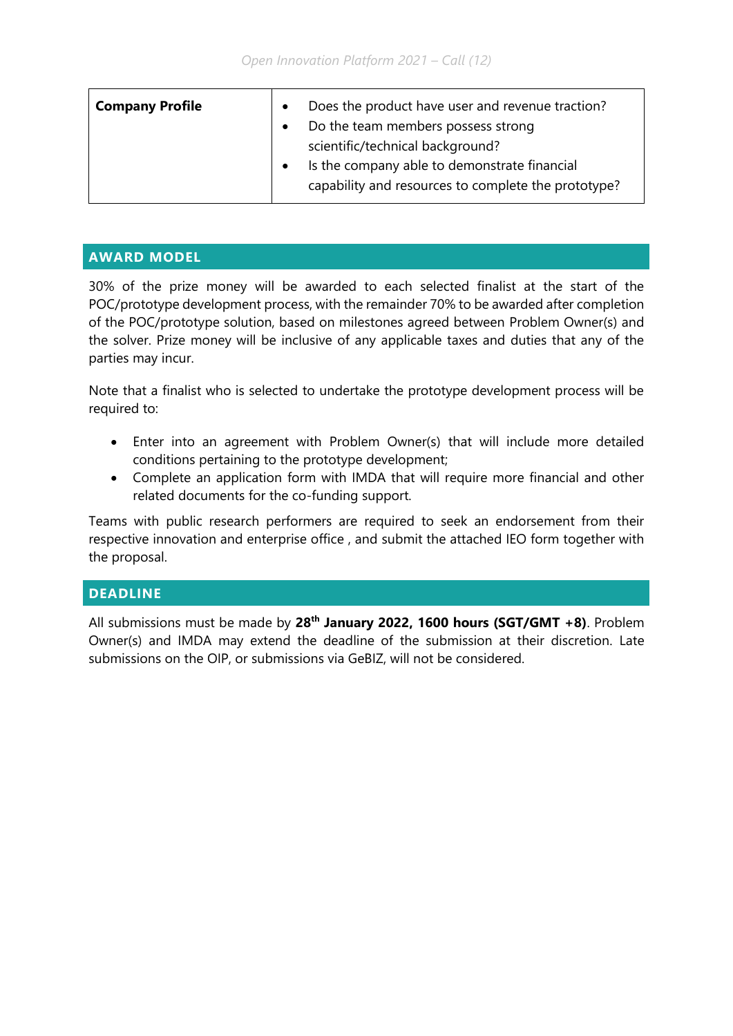| | |
|---|---|
| **Company Profile** | • Does the product have user and revenue traction?<br>• Do the team members possess strong scientific/technical background?<br>• Is the company able to demonstrate financial capability and resources to complete the prototype? |

## AWARD MODEL

30% of the prize money will be awarded to each selected finalist at the start of the POC/prototype development process, with the remainder 70% to be awarded after completion of the POC/prototype solution, based on milestones agreed between Problem Owner(s) and the solver. Prize money will be inclusive of any applicable taxes and duties that any of the parties may incur.

Note that a finalist who is selected to undertake the prototype development process will be required to:

- Enter into an agreement with Problem Owner(s) that will include more detailed conditions pertaining to the prototype development;
- Complete an application form with IMDA that will require more financial and other related documents for the co-funding support.

Teams with public research performers are required to seek an endorsement from their respective innovation and enterprise office , and submit the attached IEO form together with the proposal.

## DEADLINE

All submissions must be made by **28th January 2022, 1600 hours (SGT/GMT +8)**. Problem Owner(s) and IMDA may extend the deadline of the submission at their discretion. Late submissions on the OIP, or submissions via GeBIZ, will not be considered.